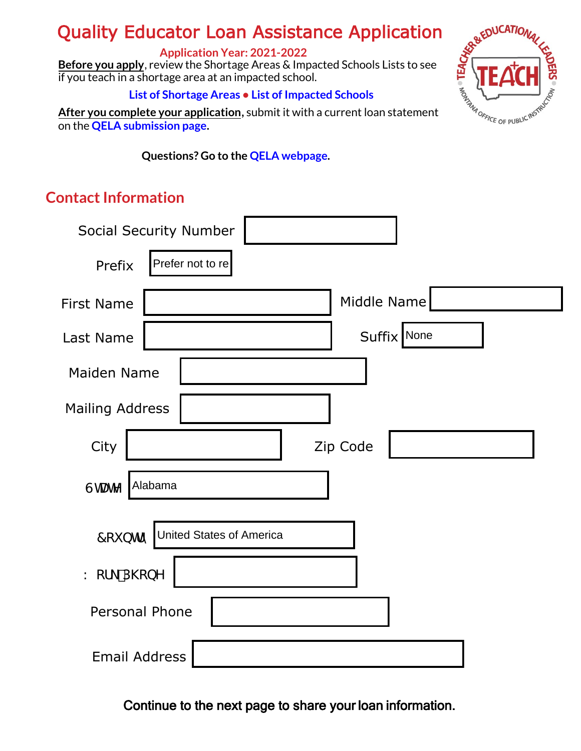# Quality Educator Loan Assistance Application

**Application Year: 2021-2022**

**Before you apply**, review the Shortage Areas & Impacted Schools Lists to see if you teach in a shortage area at an impacted school.

**List of Shortage Areas ● List of Impacted Schools**

**After you complete your application**, submit it with a current loan statement on the **QELA submission page**.

**Questions? Go to the QELA webpage.**

## Contact Information

Social Security Number

Prefix: Prefer not to re

First Name

Middle Name

Last Name

Suffix: None

Maiden Name

Mailing Address

City

Zip Code

State: Alabama

Country: United States of America

Work Phone

Personal Phone

Email Address

**Continue to the next page to share your loan information.**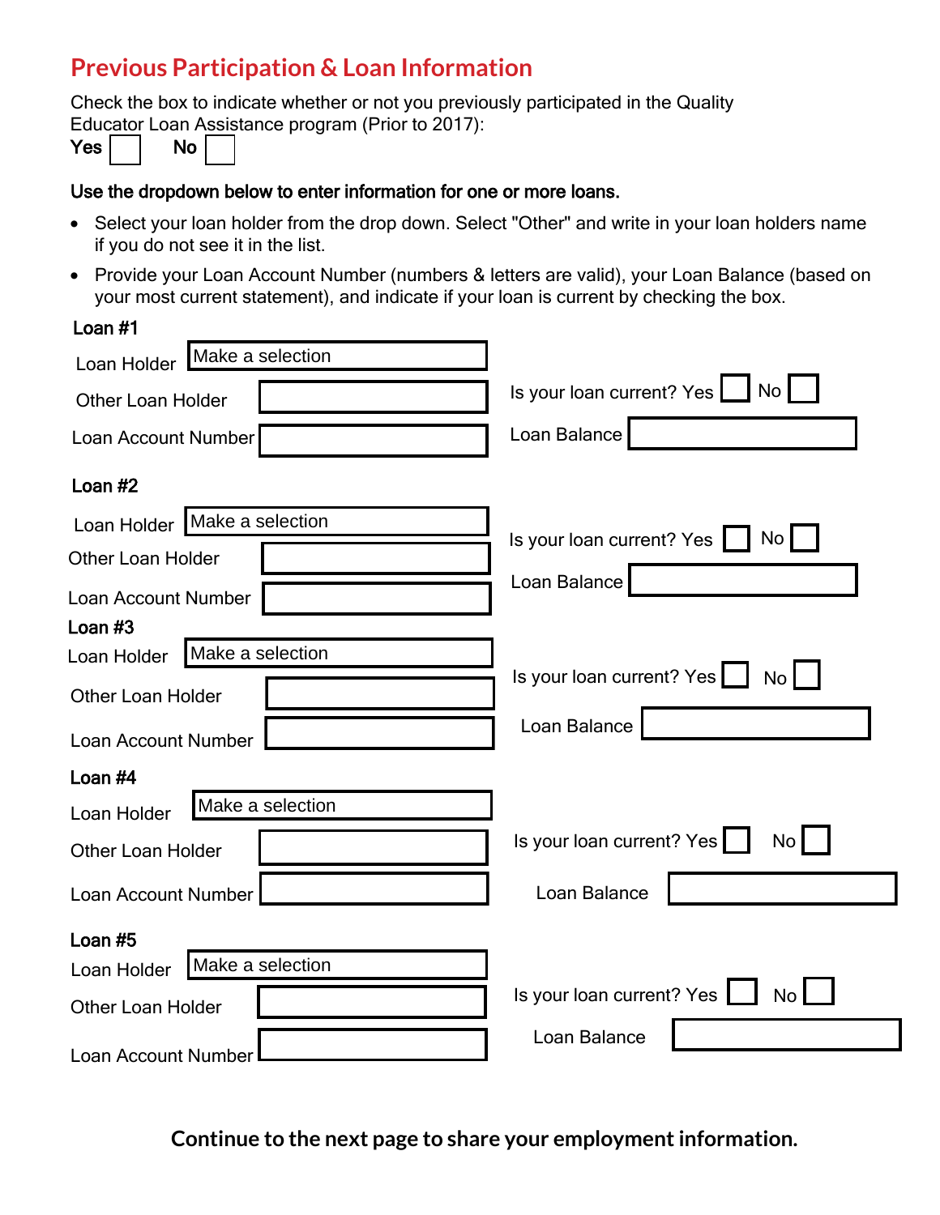## Previous Participation & Loan Information

Check the box to indicate whether or not you previously participated in the Quality Educator Loan Assistance program (Prior to 2017):

**Yes** ☐ **No** ☐

**Use the dropdown below to enter information for one or more loans.**

- Select your loan holder from the drop down. Select "Other" and write in your loan holders name if you do not see it in the list.
- Provide your Loan Account Number (numbers & letters are valid), your Loan Balance (based on your most current statement), and indicate if your loan is current by checking the box.

**Loan #1**

Loan Holder: Make a selection

Other Loan Holder: ____________

Loan Account Number: ____________

Is your loan current? Yes ☐ No ☐

Loan Balance: ____________

**Loan #2**

Loan Holder: Make a selection

Other Loan Holder: ____________

Loan Account Number: ____________

Is your loan current? Yes ☐ No ☐

Loan Balance: ____________

**Loan #3**

Loan Holder: Make a selection

Other Loan Holder: ____________

Loan Account Number: ____________

Is your loan current? Yes ☐ No ☐

Loan Balance: ____________

**Loan #4**

Loan Holder: Make a selection

Other Loan Holder: ____________

Loan Account Number: ____________

Is your loan current? Yes ☐ No ☐

Loan Balance: ____________

**Loan #5**

Loan Holder: Make a selection

Other Loan Holder: ____________

Loan Account Number: ____________

Is your loan current? Yes ☐ No ☐

Loan Balance: ____________

**Continue to the next page to share your employment information.**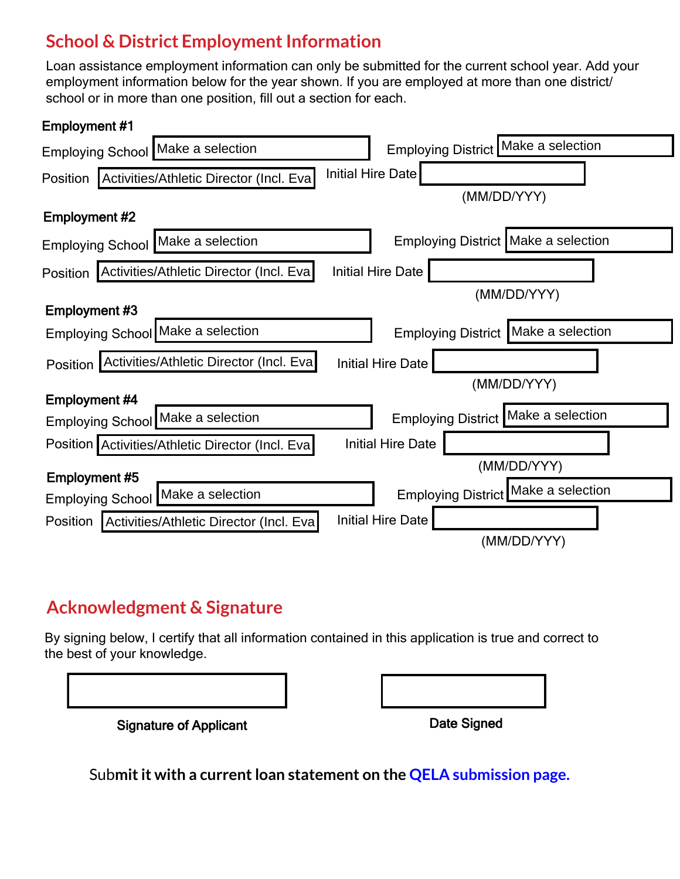## School & District Employment Information

Loan assistance employment information can only be submitted for the current school year. Add your employment information below for the year shown. If you are employed at more than one district/ school or in more than one position, fill out a section for each.

**Employment #1**

Employing School: Make a selection

Employing District: Make a selection

Position: Activities/Athletic Director (Incl. Eva

Initial Hire Date: (MM/DD/YYY)

**Employment #2**

Employing School: Make a selection

Employing District: Make a selection

Position: Activities/Athletic Director (Incl. Eva

Initial Hire Date: (MM/DD/YYY)

**Employment #3**

Employing School: Make a selection

Employing District: Make a selection

Position: Activities/Athletic Director (Incl. Eva

Initial Hire Date: (MM/DD/YYY)

**Employment #4**

Employing School: Make a selection

Employing District: Make a selection

Position: Activities/Athletic Director (Incl. Eva

Initial Hire Date: (MM/DD/YYY)

**Employment #5**

Employing School: Make a selection

Employing District: Make a selection

Position: Activities/Athletic Director (Incl. Eva

Initial Hire Date: (MM/DD/YYY)

## Acknowledgment & Signature

By signing below, I certify that all information contained in this application is true and correct to the best of your knowledge.

**Signature of Applicant**

**Date Signed**

**Submit it with a current loan statement on the QELA submission page.**